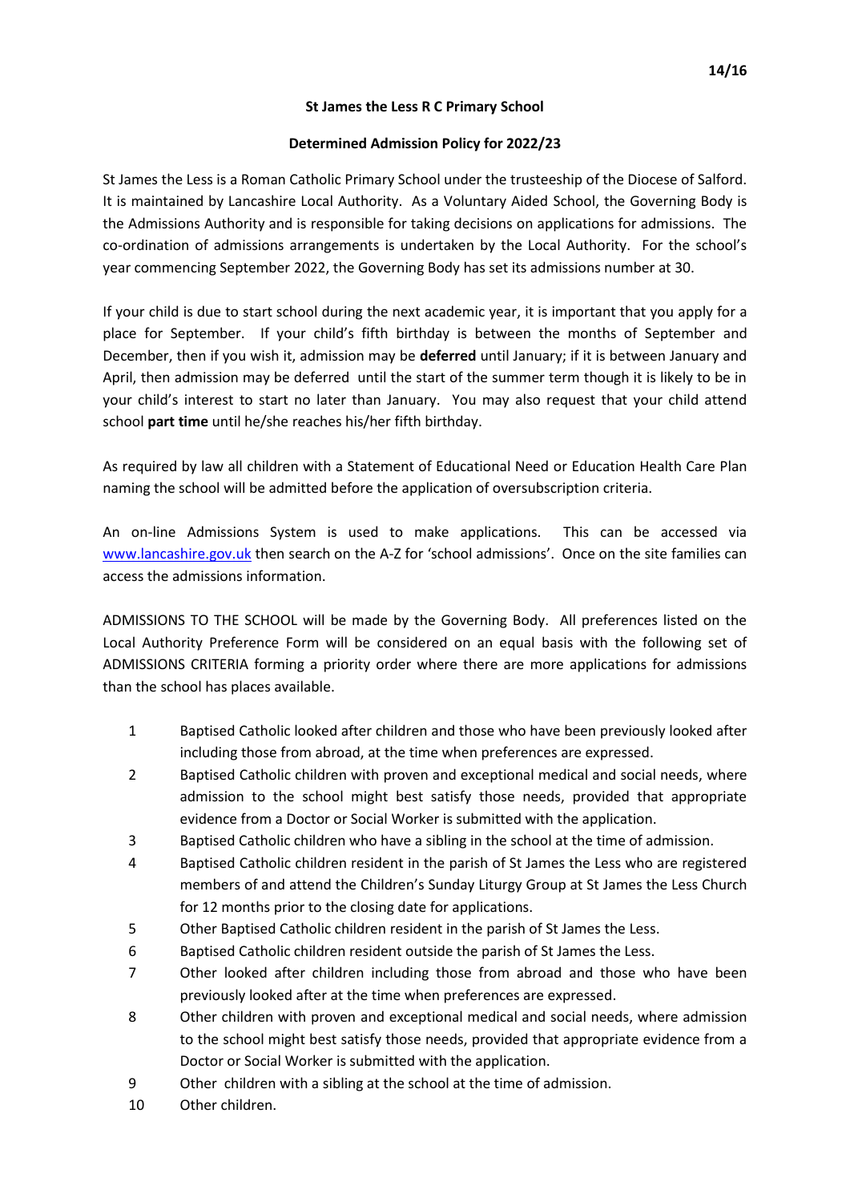**St James the Less R C Primary School**

**Determined Admission Policy for 2022/23**

St James the Less is a Roman Catholic Primary School under the trusteeship of the Diocese of Salford. It is maintained by Lancashire Local Authority. As a Voluntary Aided School, the Governing Body is the Admissions Authority and is responsible for taking decisions on applications for admissions. The co-ordination of admissions arrangements is undertaken by the Local Authority. For the school's year commencing September 2022, the Governing Body has set its admissions number at 30.

If your child is due to start school during the next academic year, it is important that you apply for a place for September. If your child's fifth birthday is between the months of September and December, then if you wish it, admission may be **deferred** until January; if it is between January and April, then admission may be deferred until the start of the summer term though it is likely to be in your child's interest to start no later than January. You may also request that your child attend school **part time** until he/she reaches his/her fifth birthday.

As required by law all children with a Statement of Educational Need or Education Health Care Plan naming the school will be admitted before the application of oversubscription criteria.

An on-line Admissions System is used to make applications. This can be accessed via [www.lancashire.gov.uk](http://www.lancashire.gov.uk) then search on the A-Z for 'school admissions'. Once on the site families can access the admissions information.

ADMISSIONS TO THE SCHOOL will be made by the Governing Body. All preferences listed on the Local Authority Preference Form will be considered on an equal basis with the following set of ADMISSIONS CRITERIA forming a priority order where there are more applications for admissions than the school has places available.

1. Baptised Catholic looked after children and those who have been previously looked after including those from abroad, at the time when preferences are expressed.
2. Baptised Catholic children with proven and exceptional medical and social needs, where admission to the school might best satisfy those needs, provided that appropriate evidence from a Doctor or Social Worker is submitted with the application.
3. Baptised Catholic children who have a sibling in the school at the time of admission.
4. Baptised Catholic children resident in the parish of St James the Less who are registered members of and attend the Children's Sunday Liturgy Group at St James the Less Church for 12 months prior to the closing date for applications.
5. Other Baptised Catholic children resident in the parish of St James the Less.
6. Baptised Catholic children resident outside the parish of St James the Less.
7. Other looked after children including those from abroad and those who have been previously looked after at the time when preferences are expressed.
8. Other children with proven and exceptional medical and social needs, where admission to the school might best satisfy those needs, provided that appropriate evidence from a Doctor or Social Worker is submitted with the application.
9. Other children with a sibling at the school at the time of admission.
10. Other children.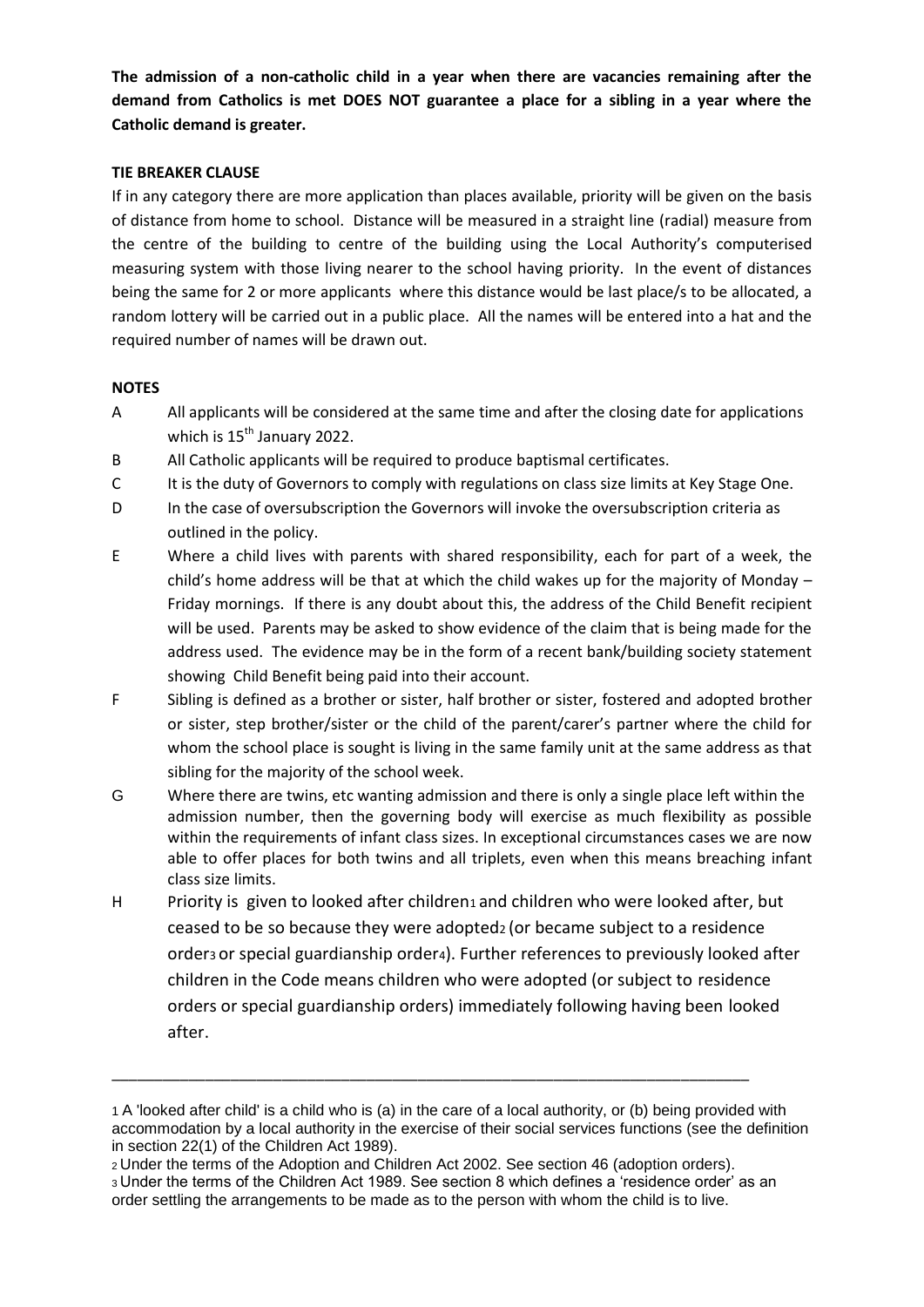**The admission of a non-catholic child in a year when there are vacancies remaining after the demand from Catholics is met DOES NOT guarantee a place for a sibling in a year where the Catholic demand is greater.**

**TIE BREAKER CLAUSE**

If in any category there are more application than places available, priority will be given on the basis of distance from home to school. Distance will be measured in a straight line (radial) measure from the centre of the building to centre of the building using the Local Authority's computerised measuring system with those living nearer to the school having priority. In the event of distances being the same for 2 or more applicants where this distance would be last place/s to be allocated, a random lottery will be carried out in a public place. All the names will be entered into a hat and the required number of names will be drawn out.

**NOTES**

A All applicants will be considered at the same time and after the closing date for applications which is 15th January 2022.

B All Catholic applicants will be required to produce baptismal certificates.

C It is the duty of Governors to comply with regulations on class size limits at Key Stage One.

D In the case of oversubscription the Governors will invoke the oversubscription criteria as outlined in the policy.

E Where a child lives with parents with shared responsibility, each for part of a week, the child's home address will be that at which the child wakes up for the majority of Monday – Friday mornings. If there is any doubt about this, the address of the Child Benefit recipient will be used. Parents may be asked to show evidence of the claim that is being made for the address used. The evidence may be in the form of a recent bank/building society statement showing Child Benefit being paid into their account.

F Sibling is defined as a brother or sister, half brother or sister, fostered and adopted brother or sister, step brother/sister or the child of the parent/carer's partner where the child for whom the school place is sought is living in the same family unit at the same address as that sibling for the majority of the school week.

G Where there are twins, etc wanting admission and there is only a single place left within the admission number, then the governing body will exercise as much flexibility as possible within the requirements of infant class sizes. In exceptional circumstances cases we are now able to offer places for both twins and all triplets, even when this means breaching infant class size limits.

H Priority is given to looked after children[1] and children who were looked after, but ceased to be so because they were adopted[2] (or became subject to a residence order[3] or special guardianship order[4]). Further references to previously looked after children in the Code means children who were adopted (or subject to residence orders or special guardianship orders) immediately following having been looked after.

---

1 A 'looked after child' is a child who is (a) in the care of a local authority, or (b) being provided with accommodation by a local authority in the exercise of their social services functions (see the definition in section 22(1) of the Children Act 1989).

2 Under the terms of the Adoption and Children Act 2002. See section 46 (adoption orders).

3 Under the terms of the Children Act 1989. See section 8 which defines a 'residence order' as an order settling the arrangements to be made as to the person with whom the child is to live.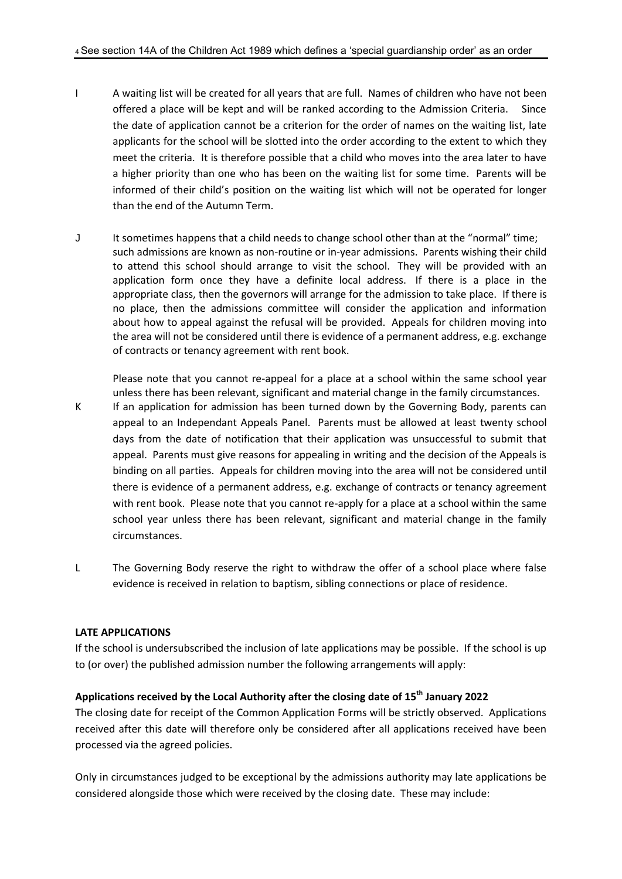[4] See section 14A of the Children Act 1989 which defines a 'special guardianship order' as an order

I A waiting list will be created for all years that are full. Names of children who have not been offered a place will be kept and will be ranked according to the Admission Criteria. Since the date of application cannot be a criterion for the order of names on the waiting list, late applicants for the school will be slotted into the order according to the extent to which they meet the criteria. It is therefore possible that a child who moves into the area later to have a higher priority than one who has been on the waiting list for some time. Parents will be informed of their child's position on the waiting list which will not be operated for longer than the end of the Autumn Term.

J It sometimes happens that a child needs to change school other than at the "normal" time; such admissions are known as non-routine or in-year admissions. Parents wishing their child to attend this school should arrange to visit the school. They will be provided with an application form once they have a definite local address. If there is a place in the appropriate class, then the governors will arrange for the admission to take place. If there is no place, then the admissions committee will consider the application and information about how to appeal against the refusal will be provided. Appeals for children moving into the area will not be considered until there is evidence of a permanent address, e.g. exchange of contracts or tenancy agreement with rent book.

Please note that you cannot re-appeal for a place at a school within the same school year unless there has been relevant, significant and material change in the family circumstances.

K If an application for admission has been turned down by the Governing Body, parents can appeal to an Independant Appeals Panel. Parents must be allowed at least twenty school days from the date of notification that their application was unsuccessful to submit that appeal. Parents must give reasons for appealing in writing and the decision of the Appeals is binding on all parties. Appeals for children moving into the area will not be considered until there is evidence of a permanent address, e.g. exchange of contracts or tenancy agreement with rent book. Please note that you cannot re-apply for a place at a school within the same school year unless there has been relevant, significant and material change in the family circumstances.

L The Governing Body reserve the right to withdraw the offer of a school place where false evidence is received in relation to baptism, sibling connections or place of residence.

**LATE APPLICATIONS**

If the school is undersubscribed the inclusion of late applications may be possible. If the school is up to (or over) the published admission number the following arrangements will apply:

**Applications received by the Local Authority after the closing date of 15th January 2022**

The closing date for receipt of the Common Application Forms will be strictly observed. Applications received after this date will therefore only be considered after all applications received have been processed via the agreed policies.

Only in circumstances judged to be exceptional by the admissions authority may late applications be considered alongside those which were received by the closing date. These may include: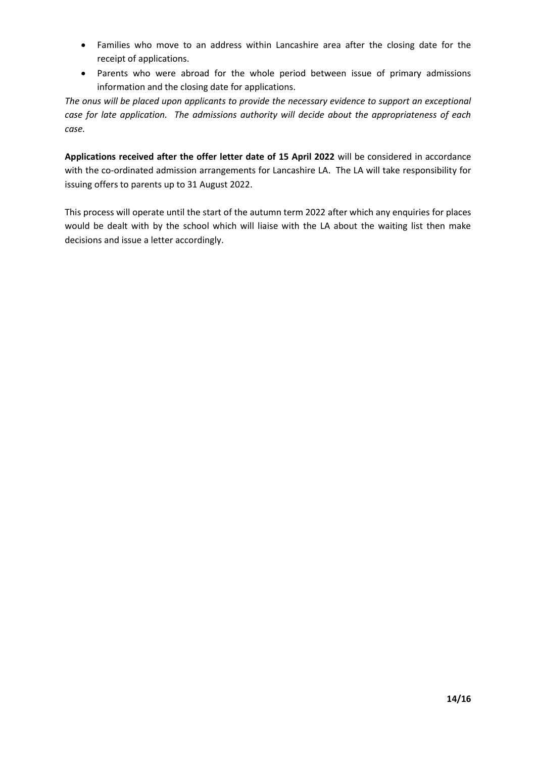- Families who move to an address within Lancashire area after the closing date for the receipt of applications.
- Parents who were abroad for the whole period between issue of primary admissions information and the closing date for applications.

*The onus will be placed upon applicants to provide the necessary evidence to support an exceptional case for late application. The admissions authority will decide about the appropriateness of each case.*

**Applications received after the offer letter date of 15 April 2022** will be considered in accordance with the co-ordinated admission arrangements for Lancashire LA. The LA will take responsibility for issuing offers to parents up to 31 August 2022.

This process will operate until the start of the autumn term 2022 after which any enquiries for places would be dealt with by the school which will liaise with the LA about the waiting list then make decisions and issue a letter accordingly.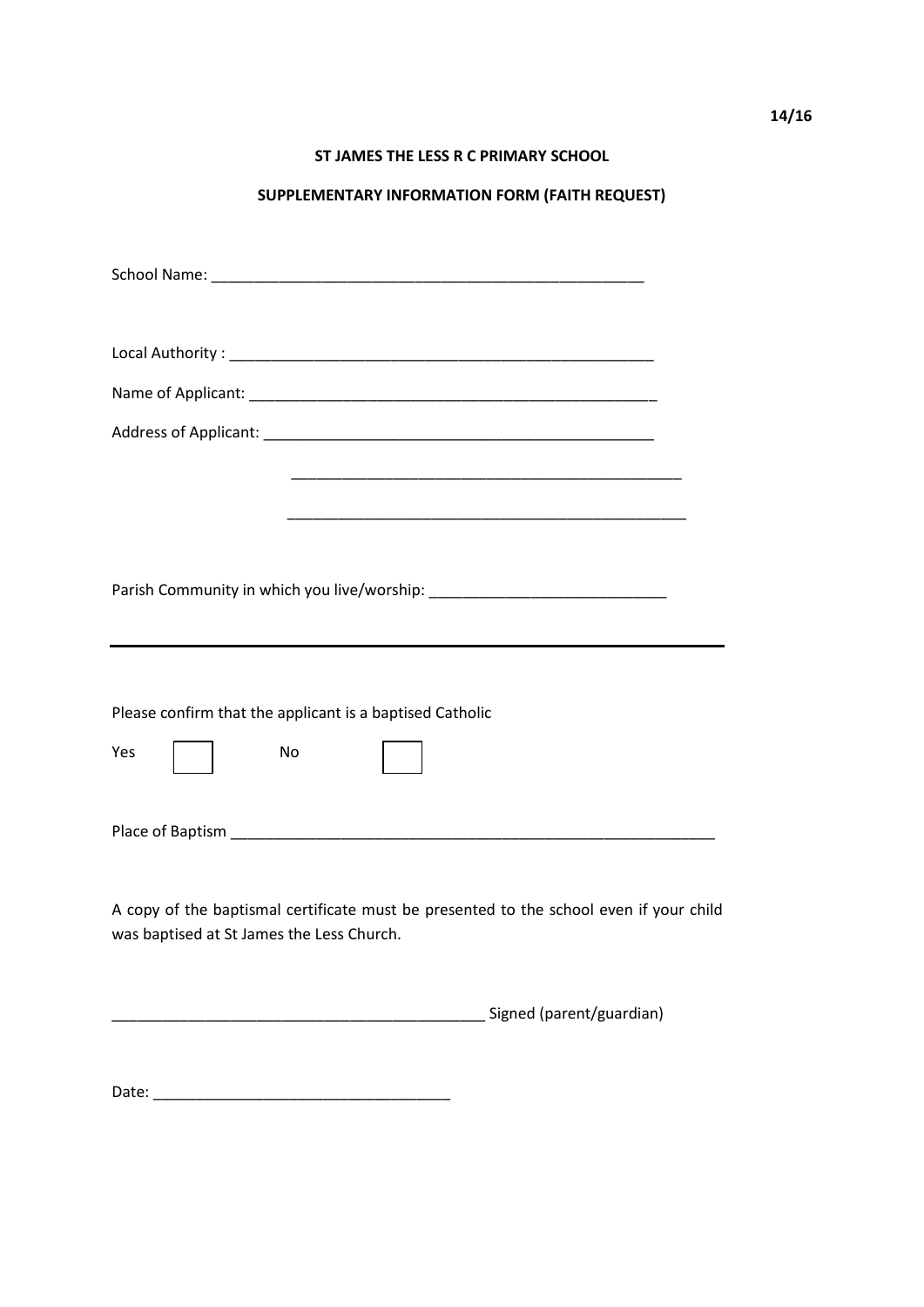14/16

**ST JAMES THE LESS R C PRIMARY SCHOOL**

**SUPPLEMENTARY INFORMATION FORM (FAITH REQUEST)**

School Name: ____________________________________________________

Local Authority : ____________________________________________________

Name of Applicant: __________________________________________________

Address of Applicant: ________________________________________________

________________________________________________

________________________________________________

Parish Community in which you live/worship: _____________________________

---

Please confirm that the applicant is a baptised Catholic

Yes ☐ No ☐

Place of Baptism ____________________________________________________________

A copy of the baptismal certificate must be presented to the school even if your child was baptised at St James the Less Church.

______________________________________________ Signed (parent/guardian)

Date: ____________________________________